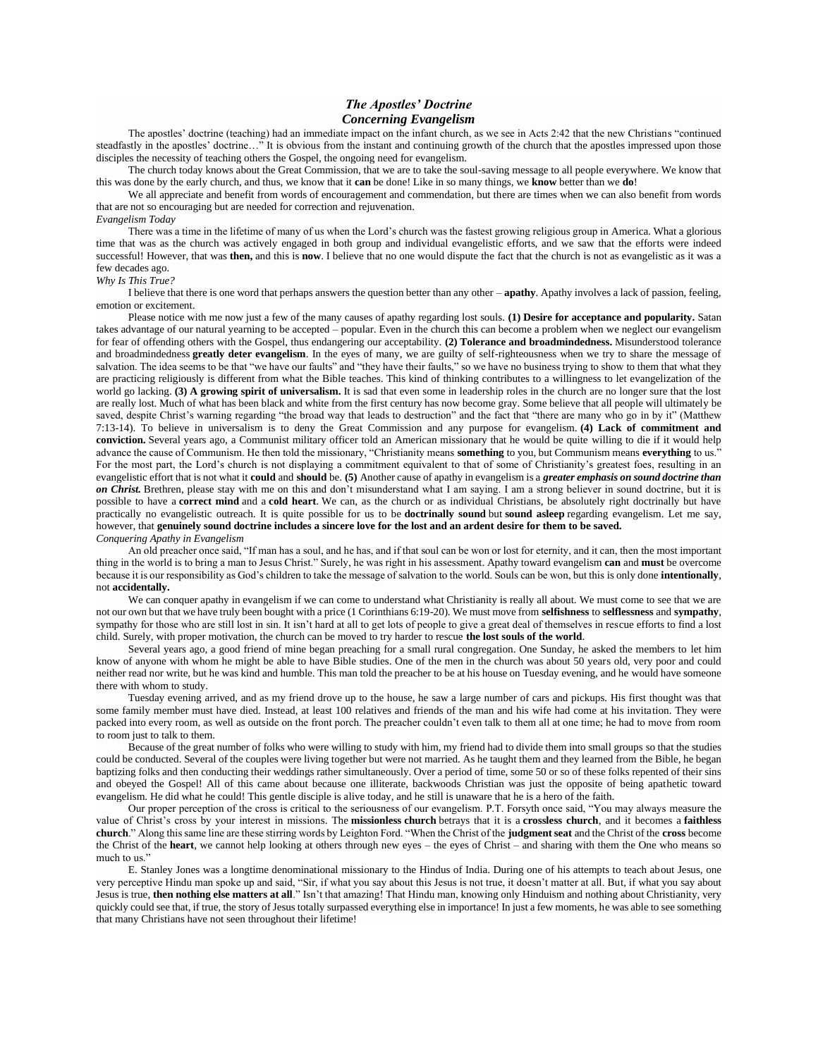# *The Apostles' Doctrine*
# *Concerning Evangelism*

The apostles' doctrine (teaching) had an immediate impact on the infant church, as we see in Acts 2:42 that the new Christians "continued steadfastly in the apostles' doctrine…" It is obvious from the instant and continuing growth of the church that the apostles impressed upon those disciples the necessity of teaching others the Gospel, the ongoing need for evangelism.

The church today knows about the Great Commission, that we are to take the soul-saving message to all people everywhere. We know that this was done by the early church, and thus, we know that it **can** be done! Like in so many things, we **know** better than we **do**!

We all appreciate and benefit from words of encouragement and commendation, but there are times when we can also benefit from words that are not so encouraging but are needed for correction and rejuvenation.

*Evangelism Today*

There was a time in the lifetime of many of us when the Lord's church was the fastest growing religious group in America. What a glorious time that was as the church was actively engaged in both group and individual evangelistic efforts, and we saw that the efforts were indeed successful! However, that was **then,** and this is **now**. I believe that no one would dispute the fact that the church is not as evangelistic as it was a few decades ago.

*Why Is This True?*

I believe that there is one word that perhaps answers the question better than any other – **apathy**. Apathy involves a lack of passion, feeling, emotion or excitement.

Please notice with me now just a few of the many causes of apathy regarding lost souls. **(1) Desire for acceptance and popularity.** Satan takes advantage of our natural yearning to be accepted – popular. Even in the church this can become a problem when we neglect our evangelism for fear of offending others with the Gospel, thus endangering our acceptability. **(2) Tolerance and broadmindedness.** Misunderstood tolerance and broadmindedness **greatly deter evangelism**. In the eyes of many, we are guilty of self-righteousness when we try to share the message of salvation. The idea seems to be that "we have our faults" and "they have their faults," so we have no business trying to show to them that what they are practicing religiously is different from what the Bible teaches. This kind of thinking contributes to a willingness to let evangelization of the world go lacking. **(3) A growing spirit of universalism.** It is sad that even some in leadership roles in the church are no longer sure that the lost are really lost. Much of what has been black and white from the first century has now become gray. Some believe that all people will ultimately be saved, despite Christ's warning regarding "the broad way that leads to destruction" and the fact that "there are many who go in by it" (Matthew 7:13-14). To believe in universalism is to deny the Great Commission and any purpose for evangelism. **(4) Lack of commitment and conviction.** Several years ago, a Communist military officer told an American missionary that he would be quite willing to die if it would help advance the cause of Communism. He then told the missionary, "Christianity means **something** to you, but Communism means **everything** to us." For the most part, the Lord's church is not displaying a commitment equivalent to that of some of Christianity's greatest foes, resulting in an evangelistic effort that is not what it **could** and **should** be. **(5)** Another cause of apathy in evangelism is a ***greater emphasis on sound doctrine than on Christ.*** Brethren, please stay with me on this and don't misunderstand what I am saying. I am a strong believer in sound doctrine, but it is possible to have a **correct mind** and a **cold heart**. We can, as the church or as individual Christians, be absolutely right doctrinally but have practically no evangelistic outreach. It is quite possible for us to be **doctrinally sound** but **sound asleep** regarding evangelism. Let me say, however, that **genuinely sound doctrine includes a sincere love for the lost and an ardent desire for them to be saved.**

*Conquering Apathy in Evangelism*

An old preacher once said, "If man has a soul, and he has, and if that soul can be won or lost for eternity, and it can, then the most important thing in the world is to bring a man to Jesus Christ." Surely, he was right in his assessment. Apathy toward evangelism **can** and **must** be overcome because it is our responsibility as God's children to take the message of salvation to the world. Souls can be won, but this is only done **intentionally**, not **accidentally.**

We can conquer apathy in evangelism if we can come to understand what Christianity is really all about. We must come to see that we are not our own but that we have truly been bought with a price (1 Corinthians 6:19-20). We must move from **selfishness** to **selflessness** and **sympathy**, sympathy for those who are still lost in sin. It isn't hard at all to get lots of people to give a great deal of themselves in rescue efforts to find a lost child. Surely, with proper motivation, the church can be moved to try harder to rescue **the lost souls of the world**.

Several years ago, a good friend of mine began preaching for a small rural congregation. One Sunday, he asked the members to let him know of anyone with whom he might be able to have Bible studies. One of the men in the church was about 50 years old, very poor and could neither read nor write, but he was kind and humble. This man told the preacher to be at his house on Tuesday evening, and he would have someone there with whom to study.

Tuesday evening arrived, and as my friend drove up to the house, he saw a large number of cars and pickups. His first thought was that some family member must have died. Instead, at least 100 relatives and friends of the man and his wife had come at his invitation. They were packed into every room, as well as outside on the front porch. The preacher couldn't even talk to them all at one time; he had to move from room to room just to talk to them.

Because of the great number of folks who were willing to study with him, my friend had to divide them into small groups so that the studies could be conducted. Several of the couples were living together but were not married. As he taught them and they learned from the Bible, he began baptizing folks and then conducting their weddings rather simultaneously. Over a period of time, some 50 or so of these folks repented of their sins and obeyed the Gospel! All of this came about because one illiterate, backwoods Christian was just the opposite of being apathetic toward evangelism. He did what he could! This gentle disciple is alive today, and he still is unaware that he is a hero of the faith.

Our proper perception of the cross is critical to the seriousness of our evangelism. P.T. Forsyth once said, "You may always measure the value of Christ's cross by your interest in missions. The **missionless church** betrays that it is a **crossless church**, and it becomes a **faithless church**." Along this same line are these stirring words by Leighton Ford. "When the Christ of the **judgment seat** and the Christ of the **cross** become the Christ of the **heart**, we cannot help looking at others through new eyes – the eyes of Christ – and sharing with them the One who means so much to us."

E. Stanley Jones was a longtime denominational missionary to the Hindus of India. During one of his attempts to teach about Jesus, one very perceptive Hindu man spoke up and said, "Sir, if what you say about this Jesus is not true, it doesn't matter at all. But, if what you say about Jesus is true, **then nothing else matters at all**." Isn't that amazing! That Hindu man, knowing only Hinduism and nothing about Christianity, very quickly could see that, if true, the story of Jesus totally surpassed everything else in importance! In just a few moments, he was able to see something that many Christians have not seen throughout their lifetime!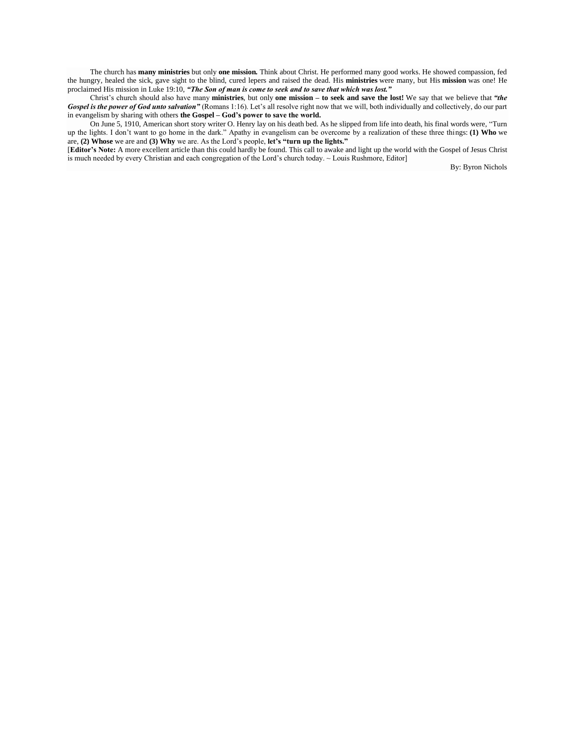The church has **many ministries** but only **one mission.** Think about Christ. He performed many good works. He showed compassion, fed the hungry, healed the sick, gave sight to the blind, cured lepers and raised the dead. His **ministries** were many, but His **mission** was one! He proclaimed His mission in Luke 19:10, ***"The Son of man is come to seek and to save that which was lost."***

Christ's church should also have many **ministries**, but only **one mission – to seek and save the lost!** We say that we believe that ***"the Gospel is the power of God unto salvation"*** (Romans 1:16). Let's all resolve right now that we will, both individually and collectively, do our part in evangelism by sharing with others **the Gospel – God's power to save the world.**

On June 5, 1910, American short story writer O. Henry lay on his death bed. As he slipped from life into death, his final words were, "Turn up the lights. I don't want to go home in the dark." Apathy in evangelism can be overcome by a realization of these three things: **(1) Who** we are, **(2) Whose** we are and **(3) Why** we are. As the Lord's people, **let's "turn up the lights."**

[**Editor's Note:** A more excellent article than this could hardly be found. This call to awake and light up the world with the Gospel of Jesus Christ is much needed by every Christian and each congregation of the Lord's church today. ~ Louis Rushmore, Editor]

By: Byron Nichols